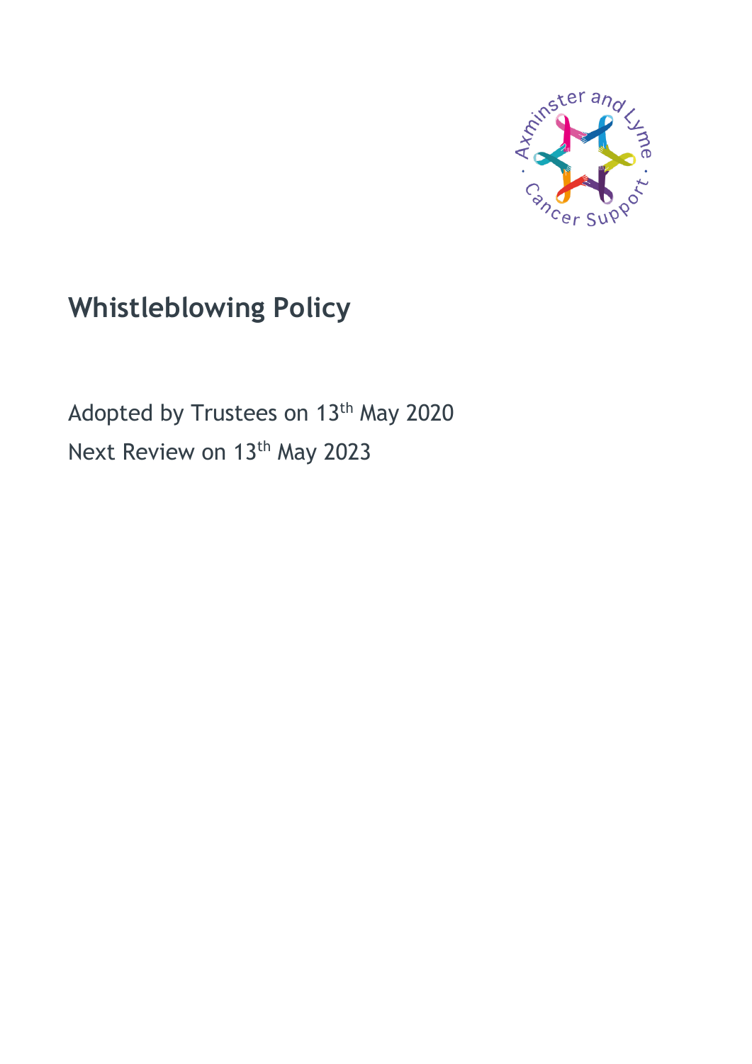# Whistleblowing Policy

Adopted by Trustees on 13th May 2020

Next Review on 13th May 2023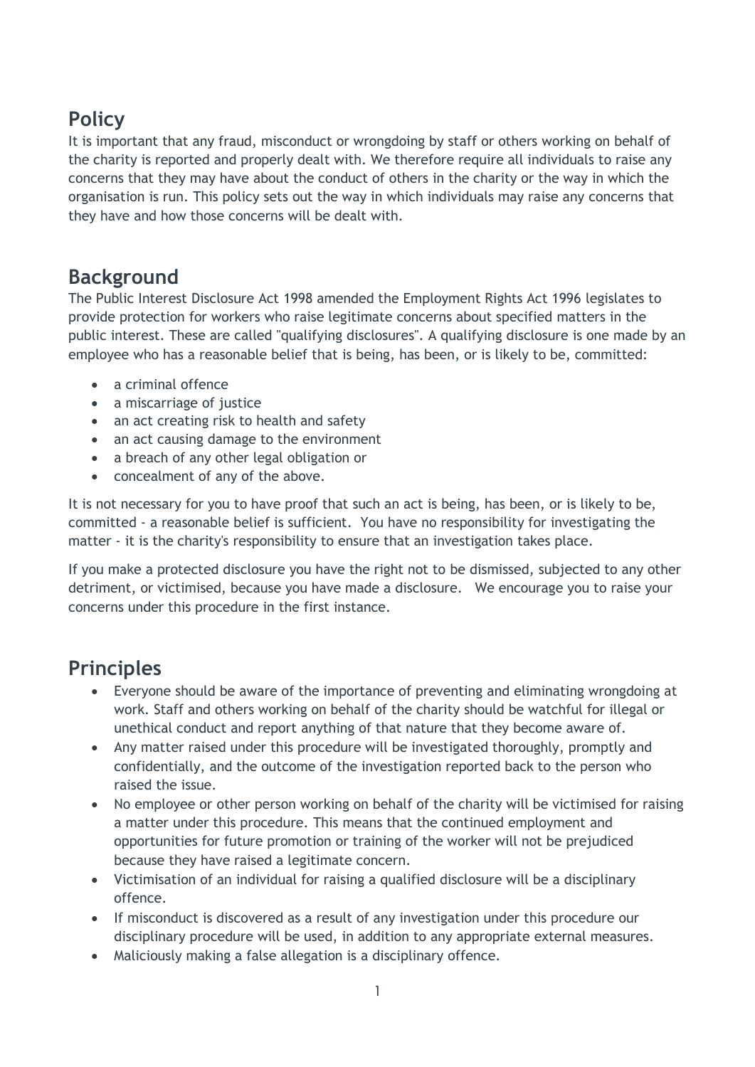## Policy

It is important that any fraud, misconduct or wrongdoing by staff or others working on behalf of the charity is reported and properly dealt with. We therefore require all individuals to raise any concerns that they may have about the conduct of others in the charity or the way in which the organisation is run. This policy sets out the way in which individuals may raise any concerns that they have and how those concerns will be dealt with.

## Background

The Public Interest Disclosure Act 1998 amended the Employment Rights Act 1996 legislates to provide protection for workers who raise legitimate concerns about specified matters in the public interest. These are called "qualifying disclosures". A qualifying disclosure is one made by an employee who has a reasonable belief that is being, has been, or is likely to be, committed:

- a criminal offence
- a miscarriage of justice
- an act creating risk to health and safety
- an act causing damage to the environment
- a breach of any other legal obligation or
- concealment of any of the above.

It is not necessary for you to have proof that such an act is being, has been, or is likely to be, committed - a reasonable belief is sufficient. You have no responsibility for investigating the matter - it is the charity's responsibility to ensure that an investigation takes place.

If you make a protected disclosure you have the right not to be dismissed, subjected to any other detriment, or victimised, because you have made a disclosure. We encourage you to raise your concerns under this procedure in the first instance.

## Principles

- Everyone should be aware of the importance of preventing and eliminating wrongdoing at work. Staff and others working on behalf of the charity should be watchful for illegal or unethical conduct and report anything of that nature that they become aware of.
- Any matter raised under this procedure will be investigated thoroughly, promptly and confidentially, and the outcome of the investigation reported back to the person who raised the issue.
- No employee or other person working on behalf of the charity will be victimised for raising a matter under this procedure. This means that the continued employment and opportunities for future promotion or training of the worker will not be prejudiced because they have raised a legitimate concern.
- Victimisation of an individual for raising a qualified disclosure will be a disciplinary offence.
- If misconduct is discovered as a result of any investigation under this procedure our disciplinary procedure will be used, in addition to any appropriate external measures.
- Maliciously making a false allegation is a disciplinary offence.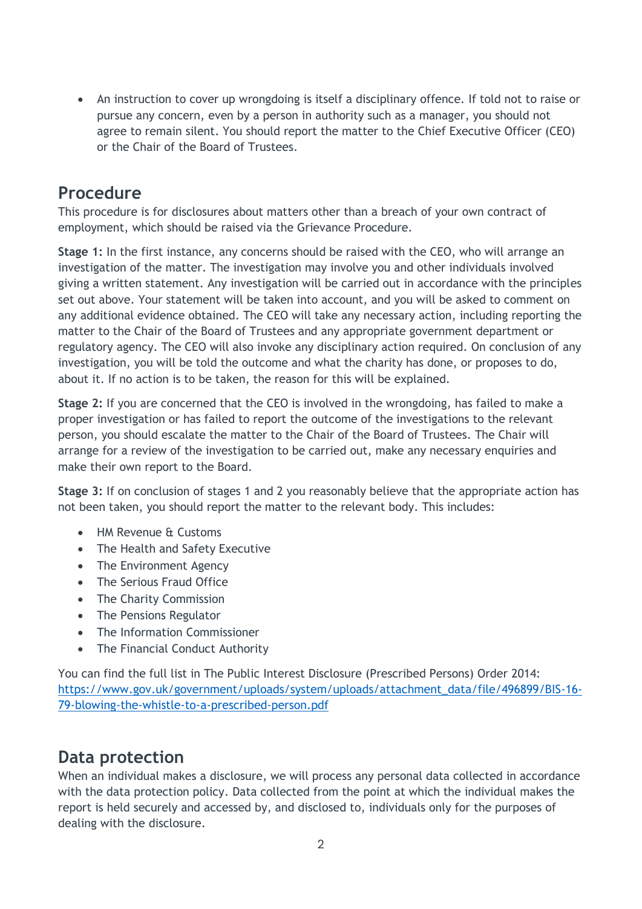- An instruction to cover up wrongdoing is itself a disciplinary offence. If told not to raise or pursue any concern, even by a person in authority such as a manager, you should not agree to remain silent. You should report the matter to the Chief Executive Officer (CEO) or the Chair of the Board of Trustees.

## Procedure

This procedure is for disclosures about matters other than a breach of your own contract of employment, which should be raised via the Grievance Procedure.

**Stage 1:** In the first instance, any concerns should be raised with the CEO, who will arrange an investigation of the matter. The investigation may involve you and other individuals involved giving a written statement. Any investigation will be carried out in accordance with the principles set out above. Your statement will be taken into account, and you will be asked to comment on any additional evidence obtained. The CEO will take any necessary action, including reporting the matter to the Chair of the Board of Trustees and any appropriate government department or regulatory agency. The CEO will also invoke any disciplinary action required. On conclusion of any investigation, you will be told the outcome and what the charity has done, or proposes to do, about it. If no action is to be taken, the reason for this will be explained.

**Stage 2:** If you are concerned that the CEO is involved in the wrongdoing, has failed to make a proper investigation or has failed to report the outcome of the investigations to the relevant person, you should escalate the matter to the Chair of the Board of Trustees. The Chair will arrange for a review of the investigation to be carried out, make any necessary enquiries and make their own report to the Board.

**Stage 3:** If on conclusion of stages 1 and 2 you reasonably believe that the appropriate action has not been taken, you should report the matter to the relevant body. This includes:

- HM Revenue & Customs
- The Health and Safety Executive
- The Environment Agency
- The Serious Fraud Office
- The Charity Commission
- The Pensions Regulator
- The Information Commissioner
- The Financial Conduct Authority

You can find the full list in The Public Interest Disclosure (Prescribed Persons) Order 2014: https://www.gov.uk/government/uploads/system/uploads/attachment_data/file/496899/BIS-16-79-blowing-the-whistle-to-a-prescribed-person.pdf

## Data protection

When an individual makes a disclosure, we will process any personal data collected in accordance with the data protection policy. Data collected from the point at which the individual makes the report is held securely and accessed by, and disclosed to, individuals only for the purposes of dealing with the disclosure.